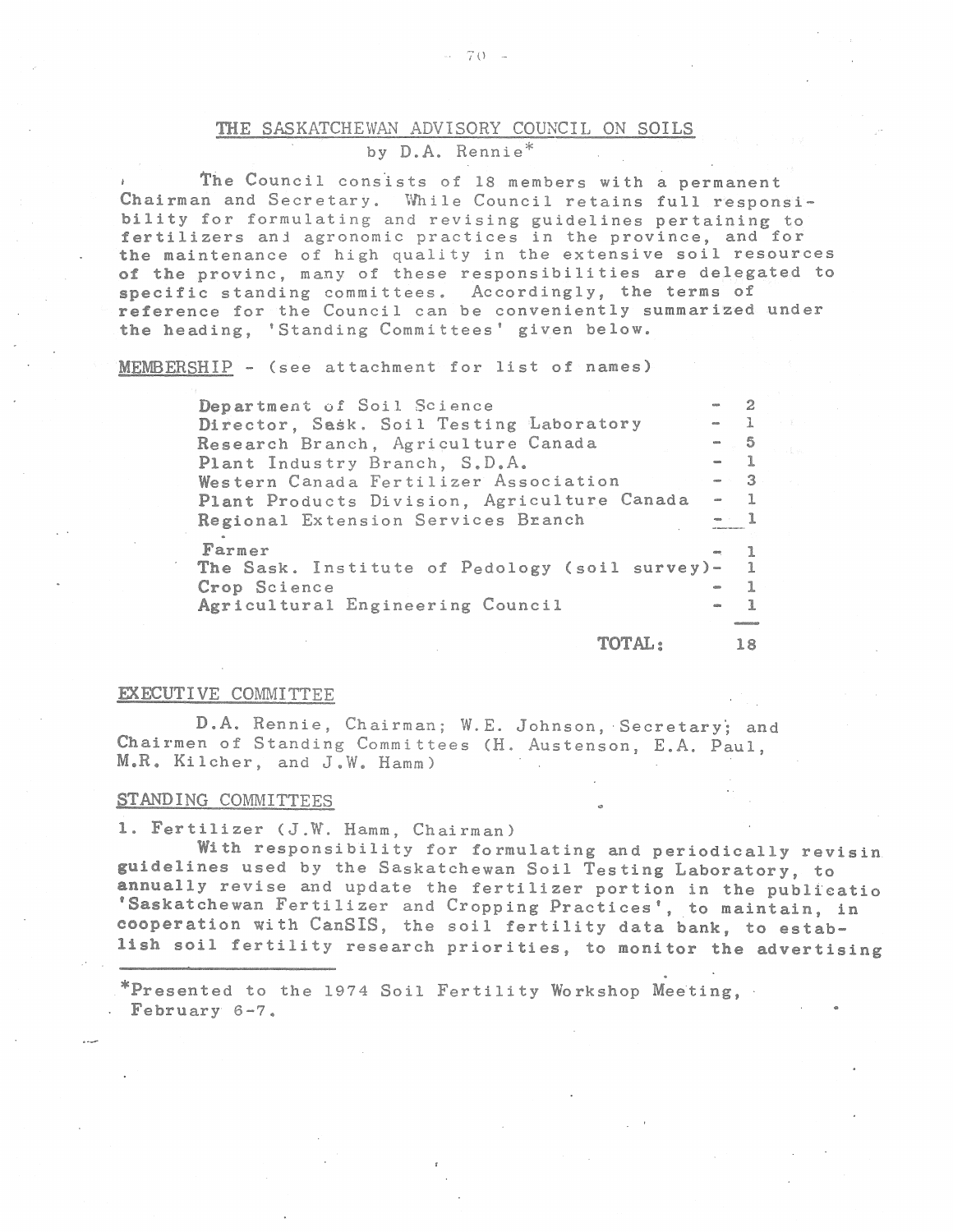## THE SASKATCHEWAN ADVISORY COUNCIL ON SOILS

by D.A. Rennie*

The Council consists of 18 members with a permanent Chairman and Secretary. While Council retains full responsibility for formulating and revising guidelines pertaining to fertilizers and agronomic practices in the province, and for the maintenance of high quality in the extensive soil resources of the provinc, many of these responsibilities are delegated to specific standing committees. Accordingly, the terms of reference for the Council can be conveniently summarized under the heading, 'Standing Committees' given below.

MEMBERSHIP - (see attachment for list of names)

| | |
|---|---|
| Department of Soil Science | - 2 |
| Director, Sask. Soil Testing Laboratory | - 1 |
| Research Branch, Agriculture Canada | - 5 |
| Plant Industry Branch, S.D.A. | - 1 |
| Western Canada Fertilizer Association | - 3 |
| Plant Products Division, Agriculture Canada | - 1 |
| Regional Extension Services Branch | - 1 |
| Farmer | - 1 |
| The Sask. Institute of Pedology (soil survey) | - 1 |
| Crop Science | - 1 |
| Agricultural Engineering Council | - 1 |
| TOTAL: | 18 |

### EXECUTIVE COMMITTEE

D.A. Rennie, Chairman; W.E. Johnson, Secretary; and Chairmen of Standing Committees (H. Austenson, E.A. Paul, M.R. Kilcher, and J.W. Hamm)

### STANDING COMMITTEES

1. Fertilizer (J.W. Hamm, Chairman)

With responsibility for formulating and periodically revisin guidelines used by the Saskatchewan Soil Testing Laboratory, to annually revise and update the fertilizer portion in the publicatio 'Saskatchewan Fertilizer and Cropping Practices', to maintain, in cooperation with CanSIS, the soil fertility data bank, to establish soil fertility research priorities, to monitor the advertising

---

*Presented to the 1974 Soil Fertility Workshop Meeting, February 6-7.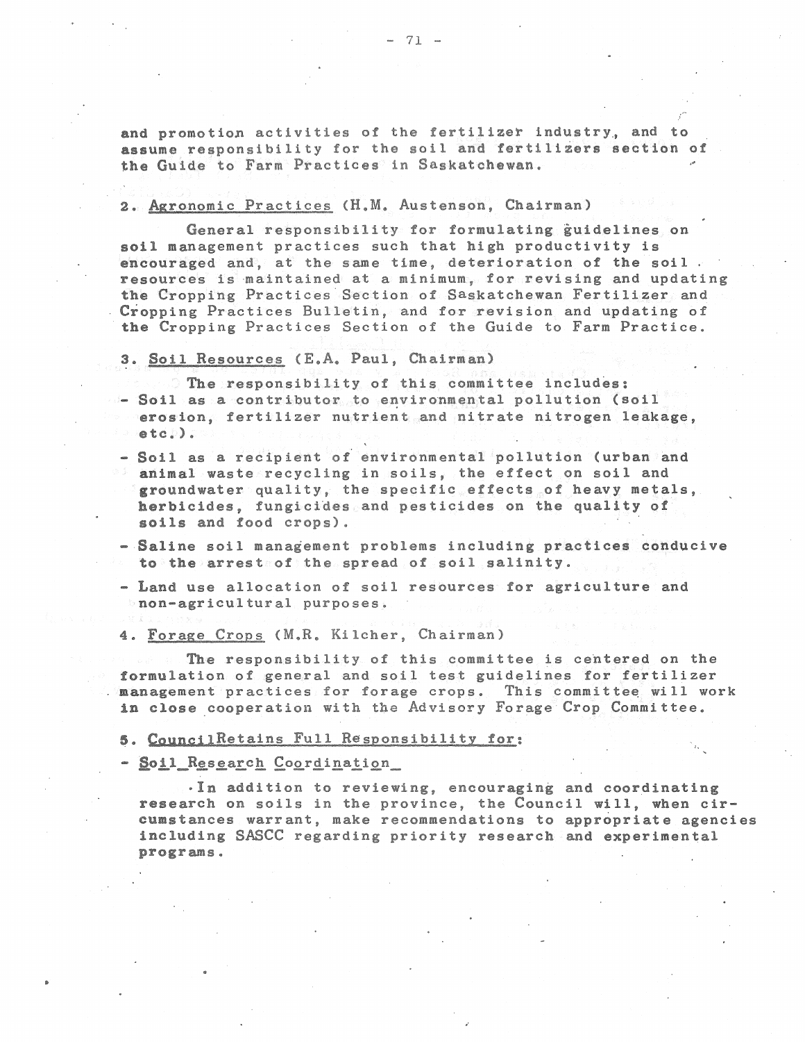and promotion activities of the fertilizer industry, and to assume responsibility for the soil and fertilizers section of the Guide to Farm Practices in Saskatchewan.

2. Agronomic Practices (H.M. Austenson, Chairman)

General responsibility for formulating guidelines on soil management practices such that high productivity is encouraged and, at the same time, deterioration of the soil resources is maintained at a minimum, for revising and updating the Cropping Practices Section of Saskatchewan Fertilizer and Cropping Practices Bulletin, and for revision and updating of the Cropping Practices Section of the Guide to Farm Practice.

3. Soil Resources (E.A. Paul, Chairman)

The responsibility of this committee includes:

- Soil as a contributor to environmental pollution (soil erosion, fertilizer nutrient and nitrate nitrogen leakage, etc.).
- Soil as a recipient of environmental pollution (urban and animal waste recycling in soils, the effect on soil and groundwater quality, the specific effects of heavy metals, herbicides, fungicides and pesticides on the quality of soils and food crops).
- Saline soil management problems including practices conducive to the arrest of the spread of soil salinity.
- Land use allocation of soil resources for agriculture and non-agricultural purposes.

4. Forage Crops (M.R. Kilcher, Chairman)

The responsibility of this committee is centered on the formulation of general and soil test guidelines for fertilizer management practices for forage crops. This committee will work in close cooperation with the Advisory Forage Crop Committee.

5. CouncilRetains Full Responsibility for:

- Soil Research Coordination

In addition to reviewing, encouraging and coordinating research on soils in the province, the Council will, when circumstances warrant, make recommendations to appropriate agencies including SASCC regarding priority research and experimental programs.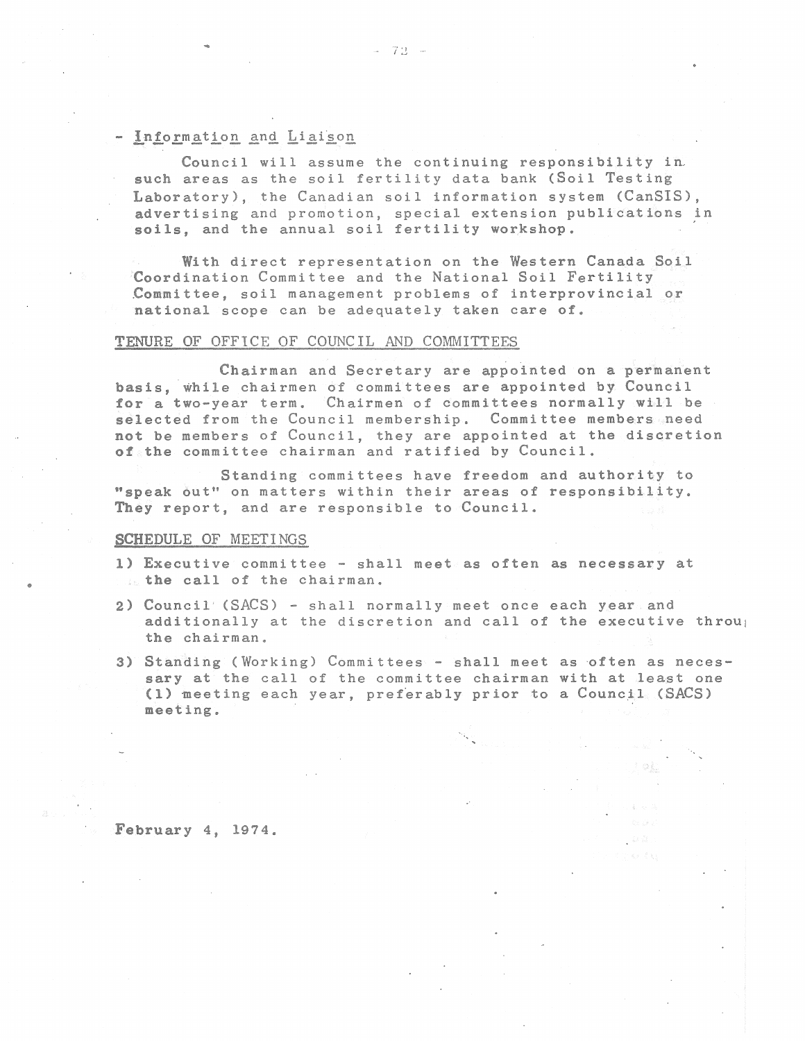- Information and Liaison

Council will assume the continuing responsibility in such areas as the soil fertility data bank (Soil Testing Laboratory), the Canadian soil information system (CanSIS), advertising and promotion, special extension publications in soils, and the annual soil fertility workshop.

With direct representation on the Western Canada Soil Coordination Committee and the National Soil Fertility Committee, soil management problems of interprovincial or national scope can be adequately taken care of.

## TENURE OF OFFICE OF COUNCIL AND COMMITTEES

Chairman and Secretary are appointed on a permanent basis, while chairmen of committees are appointed by Council for a two-year term. Chairmen of committees normally will be selected from the Council membership. Committee members need not be members of Council, they are appointed at the discretion of the committee chairman and ratified by Council.

Standing committees have freedom and authority to "speak out" on matters within their areas of responsibility. They report, and are responsible to Council.

## SCHEDULE OF MEETINGS

1) Executive committee - shall meet as often as necessary at the call of the chairman.
2) Council (SACS) - shall normally meet once each year and additionally at the discretion and call of the executive throug the chairman.
3) Standing (Working) Committees - shall meet as often as necessary at the call of the committee chairman with at least one (1) meeting each year, preferably prior to a Council (SACS) meeting.

February 4, 1974.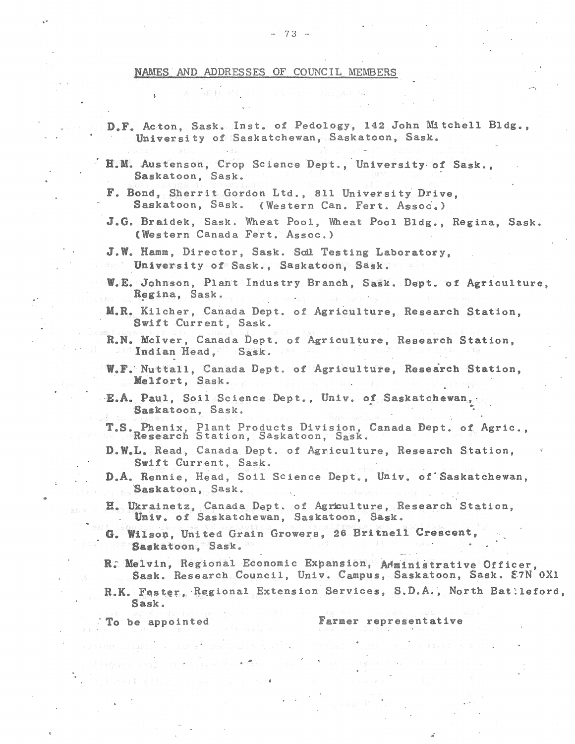## NAMES AND ADDRESSES OF COUNCIL MEMBERS

**D.F.** Acton, Sask. Inst. of Pedology, 142 John Mitchell Bldg., University of Saskatchewan, Saskatoon, Sask.

**H.M.** Austenson, Crop Science Dept., University of Sask., Saskatoon, Sask.

**F.** Bond, Sherrit Gordon Ltd., 811 University Drive, Saskatoon, Sask. (Western Can. Fert. Assoc.)

**J.G.** Braidek, Sask. Wheat Pool, Wheat Pool Bldg., Regina, Sask. (Western Canada Fert. Assoc.)

**J.W.** Hamm, Director, Sask. Soil Testing Laboratory, University of Sask., Saskatoon, Sask.

**W.E.** Johnson, Plant Industry Branch, Sask. Dept. of Agriculture, Regina, Sask.

**M.R.** Kilcher, Canada Dept. of Agriculture, Research Station, Swift Current, Sask.

**R.N.** McIver, Canada Dept. of Agriculture, Research Station, Indian Head, Sask.

**W.F.** Nuttall, Canada Dept. of Agriculture, Research Station, Melfort, Sask.

**E.A.** Paul, Soil Science Dept., Univ. of Saskatchewan, Saskatoon, Sask.

**T.S.** Phenix, Plant Products Division, Canada Dept. of Agric., Research Station, Saskatoon, Sask.

**D.W.L.** Read, Canada Dept. of Agriculture, Research Station, Swift Current, Sask.

**D.A.** Rennie, Head, Soil Science Dept., Univ. of Saskatchewan, Saskatoon, Sask.

**H.** Ukrainetz, Canada Dept. of Agriculture, Research Station, Univ. of Saskatchewan, Saskatoon, Sask.

**G.** Wilson, United Grain Growers, 26 Britnell Crescent, Saskatoon, Sask.

**R.** Melvin, Regional Economic Expansion, Administrative Officer, Sask. Research Council, Univ. Campus, Saskatoon, Sask. S7N 0X1

**R.K.** Foster, Regional Extension Services, S.D.A., North Battleford, Sask.

To be appointed — Farmer representative